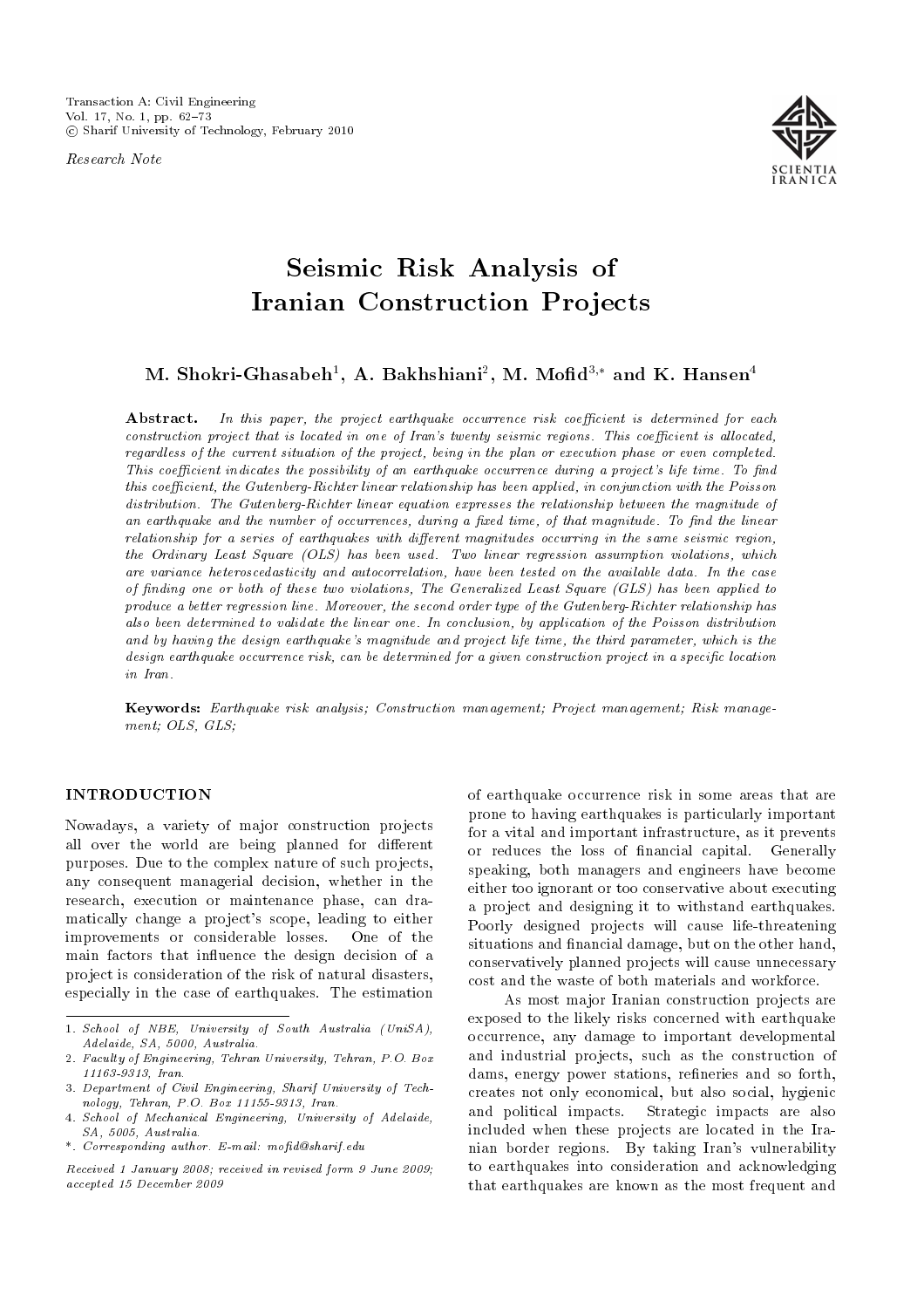Research Note

# Seismic Risk Analysis of Iranian Construction Projects

**M. Shokri-Ghasabeh[1], A. Bakhshiani[2], M. Mofid[3,*] and K. Hansen[4]**

**Abstract.** *In this paper, the project earthquake occurrence risk coefficient is determined for each construction project that is located in one of Iran's twenty seismic regions. This coefficient is allocated, regardless of the current situation of the project, being in the plan or execution phase or even completed. This coefficient indicates the possibility of an earthquake occurrence during a project's life time. To find this coefficient, the Gutenberg-Richter linear relationship has been applied, in conjunction with the Poisson distribution. The Gutenberg-Richter linear equation expresses the relationship between the magnitude of an earthquake and the number of occurrences, during a fixed time, of that magnitude. To find the linear relationship for a series of earthquakes with different magnitudes occurring in the same seismic region, the Ordinary Least Square (OLS) has been used. Two linear regression assumption violations, which are variance heteroscedasticity and autocorrelation, have been tested on the available data. In the case of finding one or both of these two violations, The Generalized Least Square (GLS) has been applied to produce a better regression line. Moreover, the second order type of the Gutenberg-Richter relationship has also been determined to validate the linear one. In conclusion, by application of the Poisson distribution and by having the design earthquake's magnitude and project life time, the third parameter, which is the design earthquake occurrence risk, can be determined for a given construction project in a specific location in Iran.*

**Keywords:** *Earthquake risk analysis; Construction management; Project management; Risk management; OLS, GLS;*

## INTRODUCTION

Nowadays, a variety of major construction projects all over the world are being planned for different purposes. Due to the complex nature of such projects, any consequent managerial decision, whether in the research, execution or maintenance phase, can dramatically change a project's scope, leading to either improvements or considerable losses. One of the main factors that influence the design decision of a project is consideration of the risk of natural disasters, especially in the case of earthquakes. The estimation of earthquake occurrence risk in some areas that are prone to having earthquakes is particularly important for a vital and important infrastructure, as it prevents or reduces the loss of financial capital. Generally speaking, both managers and engineers have become either too ignorant or too conservative about executing a project and designing it to withstand earthquakes. Poorly designed projects will cause life-threatening situations and financial damage, but on the other hand, conservatively planned projects will cause unnecessary cost and the waste of both materials and workforce.

As most major Iranian construction projects are exposed to the likely risks concerned with earthquake occurrence, any damage to important developmental and industrial projects, such as the construction of dams, energy power stations, refineries and so forth, creates not only economical, but also social, hygienic and political impacts. Strategic impacts are also included when these projects are located in the Iranian border regions. By taking Iran's vulnerability to earthquakes into consideration and acknowledging that earthquakes are known as the most frequent and

---

1. School of NBE, University of South Australia (UniSA), Adelaide, SA, 5000, Australia.
2. Faculty of Engineering, Tehran University, Tehran, P.O. Box 11163-9313, Iran.
3. Department of Civil Engineering, Sharif University of Technology, Tehran, P.O. Box 11155-9313, Iran.
4. School of Mechanical Engineering, University of Adelaide, SA, 5005, Australia.

\*. Corresponding author. E-mail: mofid@sharif.edu

*Received 1 January 2008; received in revised form 9 June 2009; accepted 15 December 2009*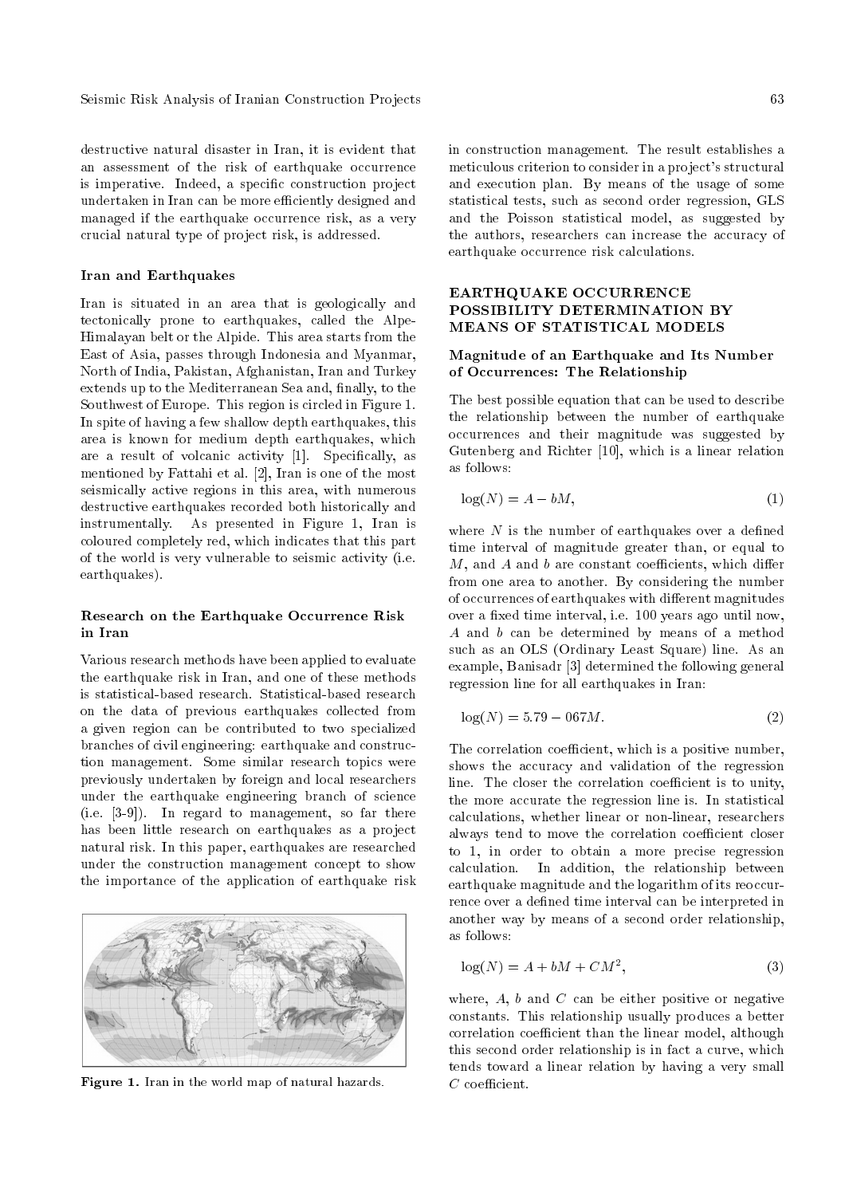destructive natural disaster in Iran, it is evident that an assessment of the risk of earthquake occurrence is imperative. Indeed, a specific construction project undertaken in Iran can be more efficiently designed and managed if the earthquake occurrence risk, as a very crucial natural type of project risk, is addressed.

### Iran and Earthquakes

Iran is situated in an area that is geologically and tectonically prone to earthquakes, called the Alpe-Himalayan belt or the Alpide. This area starts from the East of Asia, passes through Indonesia and Myanmar, North of India, Pakistan, Afghanistan, Iran and Turkey extends up to the Mediterranean Sea and, finally, to the Southwest of Europe. This region is circled in Figure 1. In spite of having a few shallow depth earthquakes, this area is known for medium depth earthquakes, which are a result of volcanic activity [1]. Specifically, as mentioned by Fattahi et al. [2], Iran is one of the most seismically active regions in this area, with numerous destructive earthquakes recorded both historically and instrumentally. As presented in Figure 1, Iran is coloured completely red, which indicates that this part of the world is very vulnerable to seismic activity (i.e. earthquakes).

### Research on the Earthquake Occurrence Risk in Iran

Various research methods have been applied to evaluate the earthquake risk in Iran, and one of these methods is statistical-based research. Statistical-based research on the data of previous earthquakes collected from a given region can be contributed to two specialized branches of civil engineering: earthquake and construction management. Some similar research topics were previously undertaken by foreign and local researchers under the earthquake engineering branch of science (i.e. [3-9]). In regard to management, so far there has been little research on earthquakes as a project natural risk. In this paper, earthquakes are researched under the construction management concept to show the importance of the application of earthquake risk in construction management. The result establishes a meticulous criterion to consider in a project's structural and execution plan. By means of the usage of some statistical tests, such as second order regression, GLS and the Poisson statistical model, as suggested by the authors, researchers can increase the accuracy of earthquake occurrence risk calculations.

**Figure 1.** Iran in the world map of natural hazards.

## EARTHQUAKE OCCURRENCE POSSIBILITY DETERMINATION BY MEANS OF STATISTICAL MODELS

### Magnitude of an Earthquake and Its Number of Occurrences: The Relationship

The best possible equation that can be used to describe the relationship between the number of earthquake occurrences and their magnitude was suggested by Gutenberg and Richter [10], which is a linear relation as follows:

$$\log(N) = A - bM, \tag{1}$$

where $N$ is the number of earthquakes over a defined time interval of magnitude greater than, or equal to $M$, and $A$ and $b$ are constant coefficients, which differ from one area to another. By considering the number of occurrences of earthquakes with different magnitudes over a fixed time interval, i.e. 100 years ago until now, $A$ and $b$ can be determined by means of a method such as an OLS (Ordinary Least Square) line. As an example, Banisadr [3] determined the following general regression line for all earthquakes in Iran:

$$\log(N) = 5.79 - 067M. \tag{2}$$

The correlation coefficient, which is a positive number, shows the accuracy and validation of the regression line. The closer the correlation coefficient is to unity, the more accurate the regression line is. In statistical calculations, whether linear or non-linear, researchers always tend to move the correlation coefficient closer to 1, in order to obtain a more precise regression calculation. In addition, the relationship between earthquake magnitude and the logarithm of its reoccurrence over a defined time interval can be interpreted in another way by means of a second order relationship, as follows:

$$\log(N) = A + bM + CM^2, \tag{3}$$

where, $A$, $b$ and $C$ can be either positive or negative constants. This relationship usually produces a better correlation coefficient than the linear model, although this second order relationship is in fact a curve, which tends toward a linear relation by having a very small $C$ coefficient.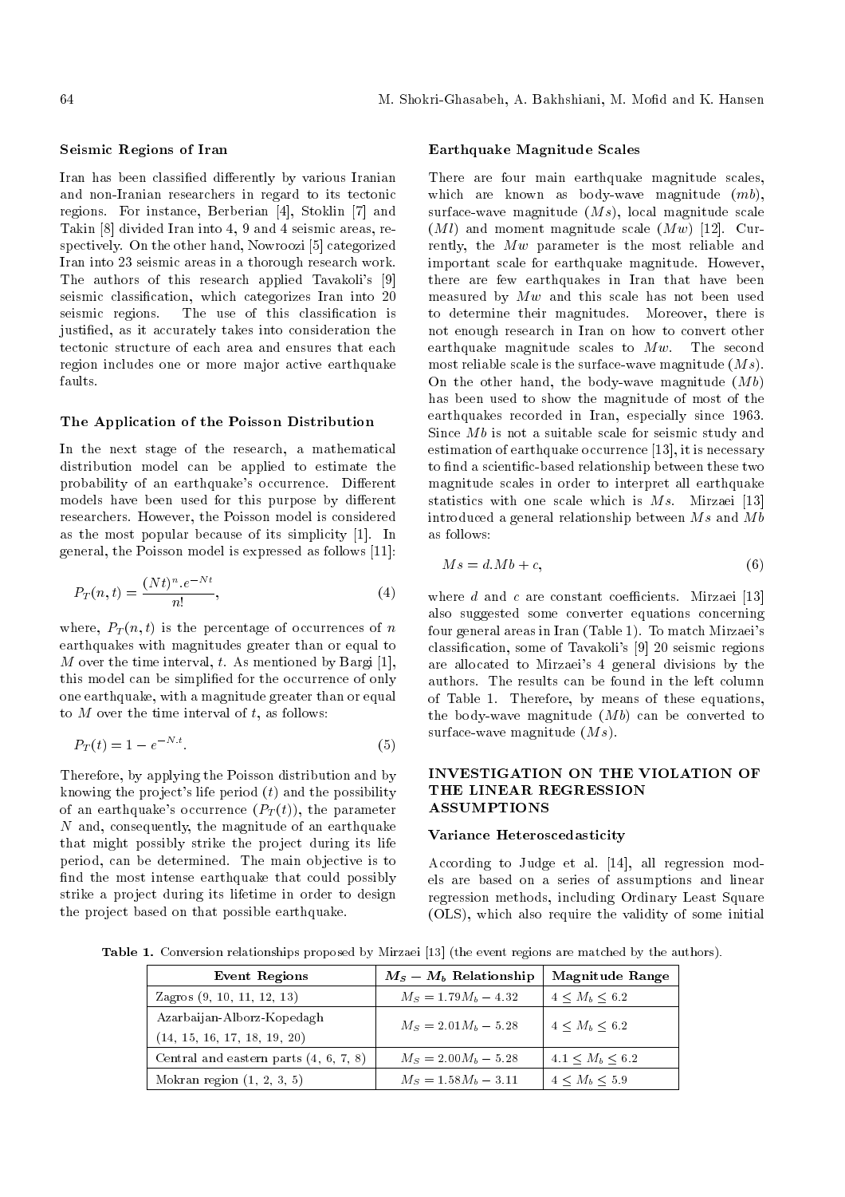### Seismic Regions of Iran

Iran has been classified differently by various Iranian and non-Iranian researchers in regard to its tectonic regions. For instance, Berberian [4], Stoklin [7] and Takin [8] divided Iran into 4, 9 and 4 seismic areas, respectively. On the other hand, Nowroozi [5] categorized Iran into 23 seismic areas in a thorough research work. The authors of this research applied Tavakoli's [9] seismic classification, which categorizes Iran into 20 seismic regions. The use of this classification is justified, as it accurately takes into consideration the tectonic structure of each area and ensures that each region includes one or more major active earthquake faults.

### The Application of the Poisson Distribution

In the next stage of the research, a mathematical distribution model can be applied to estimate the probability of an earthquake's occurrence. Different models have been used for this purpose by different researchers. However, the Poisson model is considered as the most popular because of its simplicity [1]. In general, the Poisson model is expressed as follows [11]:

$$P_T(n,t) = \frac{(Nt)^n . e^{-Nt}}{n!}, \tag{4}$$

where, $P_T(n,t)$ is the percentage of occurrences of $n$ earthquakes with magnitudes greater than or equal to $M$ over the time interval, $t$. As mentioned by Bargi [1], this model can be simplified for the occurrence of only one earthquake, with a magnitude greater than or equal to $M$ over the time interval of $t$, as follows:

$$P_T(t) = 1 - e^{-N.t}. \tag{5}$$

Therefore, by applying the Poisson distribution and by knowing the project's life period ($t$) and the possibility of an earthquake's occurrence ($P_T(t)$), the parameter $N$ and, consequently, the magnitude of an earthquake that might possibly strike the project during its life period, can be determined. The main objective is to find the most intense earthquake that could possibly strike a project during its lifetime in order to design the project based on that possible earthquake.

### Earthquake Magnitude Scales

There are four main earthquake magnitude scales, which are known as body-wave magnitude ($mb$), surface-wave magnitude ($Ms$), local magnitude scale ($Ml$) and moment magnitude scale ($Mw$) [12]. Currently, the $Mw$ parameter is the most reliable and important scale for earthquake magnitude. However, there are few earthquakes in Iran that have been measured by $Mw$ and this scale has not been used to determine their magnitudes. Moreover, there is not enough research in Iran on how to convert other earthquake magnitude scales to $Mw$. The second most reliable scale is the surface-wave magnitude ($Ms$). On the other hand, the body-wave magnitude ($Mb$) has been used to show the magnitude of most of the earthquakes recorded in Iran, especially since 1963. Since $Mb$ is not a suitable scale for seismic study and estimation of earthquake occurrence [13], it is necessary to find a scientific-based relationship between these two magnitude scales in order to interpret all earthquake statistics with one scale which is $Ms$. Mirzaei [13] introduced a general relationship between $Ms$ and $Mb$ as follows:

$$Ms = d.Mb + c, \tag{6}$$

where $d$ and $c$ are constant coefficients. Mirzaei [13] also suggested some converter equations concerning four general areas in Iran (Table 1). To match Mirzaei's classification, some of Tavakoli's [9] 20 seismic regions are allocated to Mirzaei's 4 general divisions by the authors. The results can be found in the left column of Table 1. Therefore, by means of these equations, the body-wave magnitude ($Mb$) can be converted to surface-wave magnitude ($Ms$).

## INVESTIGATION ON THE VIOLATION OF THE LINEAR REGRESSION ASSUMPTIONS

### Variance Heteroscedasticity

According to Judge et al. [14], all regression models are based on a series of assumptions and linear regression methods, including Ordinary Least Square (OLS), which also require the validity of some initial

**Table 1.** Conversion relationships proposed by Mirzaei [13] (the event regions are matched by the authors).

| Event Regions | $M_S - M_b$ Relationship | Magnitude Range |
|---|---|---|
| Zagros (9, 10, 11, 12, 13) | $M_S = 1.79M_b - 4.32$ | $4 \leq M_b \leq 6.2$ |
| Azarbaijan-Alborz-Kopedagh (14, 15, 16, 17, 18, 19, 20) | $M_S = 2.01M_b - 5.28$ | $4 \leq M_b \leq 6.2$ |
| Central and eastern parts (4, 6, 7, 8) | $M_S = 2.00M_b - 5.28$ | $4.1 \leq M_b \leq 6.2$ |
| Mokran region (1, 2, 3, 5) | $M_S = 1.58M_b - 3.11$ | $4 \leq M_b \leq 5.9$ |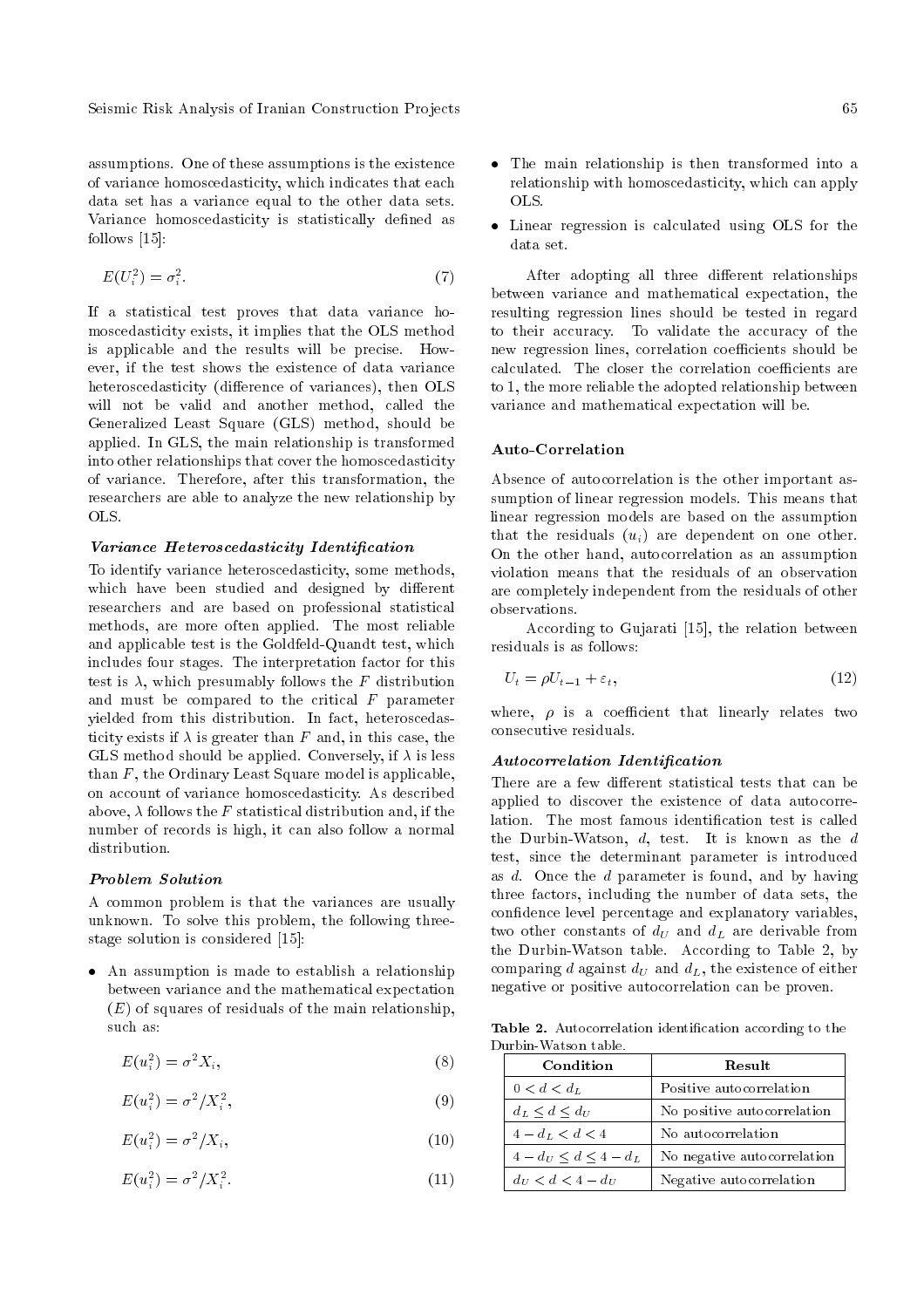assumptions. One of these assumptions is the existence of variance homoscedasticity, which indicates that each data set has a variance equal to the other data sets. Variance homoscedasticity is statistically defined as follows [15]:

$$E(U_i^2) = \sigma_i^2. \tag{7}$$

If a statistical test proves that data variance homoscedasticity exists, it implies that the OLS method is applicable and the results will be precise. However, if the test shows the existence of data variance heteroscedasticity (difference of variances), then OLS will not be valid and another method, called the Generalized Least Square (GLS) method, should be applied. In GLS, the main relationship is transformed into other relationships that cover the homoscedasticity of variance. Therefore, after this transformation, the researchers are able to analyze the new relationship by OLS.

### *Variance Heteroscedasticity Identification*

To identify variance heteroscedasticity, some methods, which have been studied and designed by different researchers and are based on professional statistical methods, are more often applied. The most reliable and applicable test is the Goldfeld-Quandt test, which includes four stages. The interpretation factor for this test is $\lambda$, which presumably follows the $F$ distribution and must be compared to the critical $F$ parameter yielded from this distribution. In fact, heteroscedasticity exists if $\lambda$ is greater than $F$ and, in this case, the GLS method should be applied. Conversely, if $\lambda$ is less than $F$, the Ordinary Least Square model is applicable, on account of variance homoscedasticity. As described above, $\lambda$ follows the $F$ statistical distribution and, if the number of records is high, it can also follow a normal distribution.

### *Problem Solution*

A common problem is that the variances are usually unknown. To solve this problem, the following three-stage solution is considered [15]:

- An assumption is made to establish a relationship between variance and the mathematical expectation ($E$) of squares of residuals of the main relationship, such as:

$$E(u_i^2) = \sigma^2 X_i, \tag{8}$$

$$E(u_i^2) = \sigma^2 / X_i^2, \tag{9}$$

$$E(u_i^2) = \sigma^2 / X_i, \tag{10}$$

$$E(u_i^2) = \sigma^2 / X_i^2. \tag{11}$$

- The main relationship is then transformed into a relationship with homoscedasticity, which can apply OLS.
- Linear regression is calculated using OLS for the data set.

After adopting all three different relationships between variance and mathematical expectation, the resulting regression lines should be tested in regard to their accuracy. To validate the accuracy of the new regression lines, correlation coefficients should be calculated. The closer the correlation coefficients are to 1, the more reliable the adopted relationship between variance and mathematical expectation will be.

## Auto-Correlation

Absence of autocorrelation is the other important assumption of linear regression models. This means that linear regression models are based on the assumption that the residuals ($u_i$) are dependent on one other. On the other hand, autocorrelation as an assumption violation means that the residuals of an observation are completely independent from the residuals of other observations.

According to Gujarati [15], the relation between residuals is as follows:

$$U_t = \rho U_{t-1} + \varepsilon_t, \tag{12}$$

where, $\rho$ is a coefficient that linearly relates two consecutive residuals.

### *Autocorrelation Identification*

There are a few different statistical tests that can be applied to discover the existence of data autocorrelation. The most famous identification test is called the Durbin-Watson, $d$, test. It is known as the $d$ test, since the determinant parameter is introduced as $d$. Once the $d$ parameter is found, and by having three factors, including the number of data sets, the confidence level percentage and explanatory variables, two other constants of $d_U$ and $d_L$ are derivable from the Durbin-Watson table. According to Table 2, by comparing $d$ against $d_U$ and $d_L$, the existence of either negative or positive autocorrelation can be proven.

**Table 2.** Autocorrelation identification according to the Durbin-Watson table.

| Condition | Result |
|---|---|
| $0 < d < d_L$ | Positive autocorrelation |
| $d_L \leq d \leq d_U$ | No positive autocorrelation |
| $4 - d_L < d < 4$ | No autocorrelation |
| $4 - d_U \leq d \leq 4 - d_L$ | No negative autocorrelation |
| $d_U < d < 4 - d_U$ | Negative autocorrelation |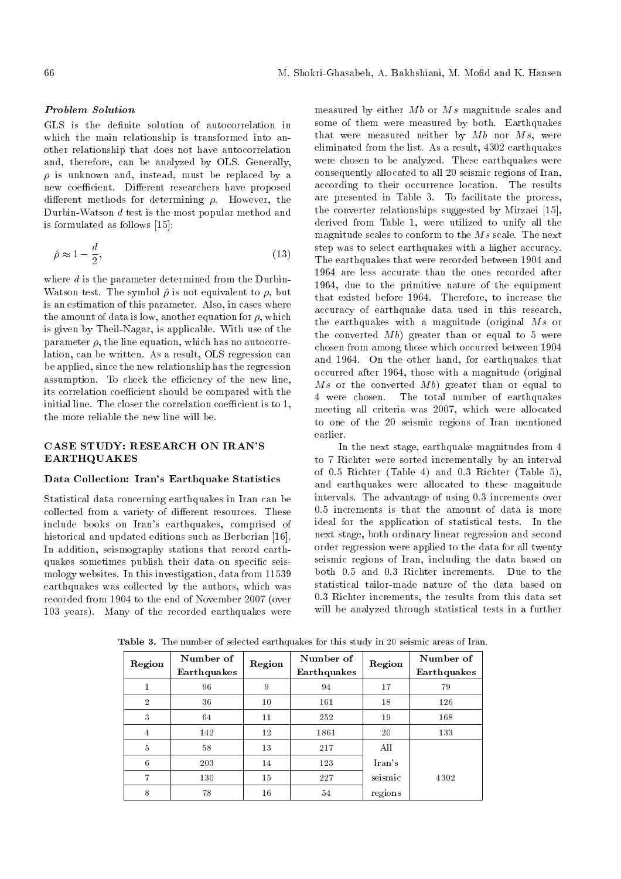### *Problem Solution*

GLS is the definite solution of autocorrelation in which the main relationship is transformed into another relationship that does not have autocorrelation and, therefore, can be analyzed by OLS. Generally, $\rho$ is unknown and, instead, must be replaced by a new coefficient. Different researchers have proposed different methods for determining $\rho$. However, the Durbin-Watson $d$ test is the most popular method and is formulated as follows [15]:

$$\hat{\rho} \approx 1 - \frac{d}{2}, \tag{13}$$

where $d$ is the parameter determined from the Durbin-Watson test. The symbol $\hat{\rho}$ is not equivalent to $\rho$, but is an estimation of this parameter. Also, in cases where the amount of data is low, another equation for $\rho$, which is given by Theil-Nagar, is applicable. With use of the parameter $\rho$, the line equation, which has no autocorrelation, can be written. As a result, OLS regression can be applied, since the new relationship has the regression assumption. To check the efficiency of the new line, its correlation coefficient should be compared with the initial line. The closer the correlation coefficient is to 1, the more reliable the new line will be.

## CASE STUDY: RESEARCH ON IRAN'S EARTHQUAKES

### Data Collection: Iran's Earthquake Statistics

Statistical data concerning earthquakes in Iran can be collected from a variety of different resources. These include books on Iran's earthquakes, comprised of historical and updated editions such as Berberian [16]. In addition, seismography stations that record earthquakes sometimes publish their data on specific seismology websites. In this investigation, data from 11539 earthquakes was collected by the authors, which was recorded from 1904 to the end of November 2007 (over 103 years). Many of the recorded earthquakes were measured by either $Mb$ or $Ms$ magnitude scales and some of them were measured by both. Earthquakes that were measured neither by $Mb$ nor $Ms$, were eliminated from the list. As a result, 4302 earthquakes were chosen to be analyzed. These earthquakes were consequently allocated to all 20 seismic regions of Iran, according to their occurrence location. The results are presented in Table 3. To facilitate the process, the converter relationships suggested by Mirzaei [15], derived from Table 1, were utilized to unify all the magnitude scales to conform to the $Ms$ scale. The next step was to select earthquakes with a higher accuracy. The earthquakes that were recorded between 1904 and 1964 are less accurate than the ones recorded after 1964, due to the primitive nature of the equipment that existed before 1964. Therefore, to increase the accuracy of earthquake data used in this research, the earthquakes with a magnitude (original $Ms$ or the converted $Mb$) greater than or equal to 5 were chosen from among those which occurred between 1904 and 1964. On the other hand, for earthquakes that occurred after 1964, those with a magnitude (original $Ms$ or the converted $Mb$) greater than or equal to 4 were chosen. The total number of earthquakes meeting all criteria was 2007, which were allocated to one of the 20 seismic regions of Iran mentioned earlier.

In the next stage, earthquake magnitudes from 4 to 7 Richter were sorted incrementally by an interval of 0.5 Richter (Table 4) and 0.3 Richter (Table 5), and earthquakes were allocated to these magnitude intervals. The advantage of using 0.3 increments over 0.5 increments is that the amount of data is more ideal for the application of statistical tests. In the next stage, both ordinary linear regression and second order regression were applied to the data for all twenty seismic regions of Iran, including the data based on both 0.5 and 0.3 Richter increments. Due to the statistical tailor-made nature of the data based on 0.3 Richter increments, the results from this data set will be analyzed through statistical tests in a further

**Table 3.** The number of selected earthquakes for this study in 20 seismic areas of Iran.

| Region | Number of Earthquakes | Region | Number of Earthquakes | Region | Number of Earthquakes |
|---|---|---|---|---|---|
| 1 | 96 | 9 | 94 | 17 | 79 |
| 2 | 36 | 10 | 161 | 18 | 126 |
| 3 | 64 | 11 | 252 | 19 | 168 |
| 4 | 142 | 12 | 1861 | 20 | 133 |
| 5 | 58 | 13 | 217 | All Iran's seismic regions | 4302 |
| 6 | 203 | 14 | 123 | | |
| 7 | 130 | 15 | 227 | | |
| 8 | 78 | 16 | 54 | | |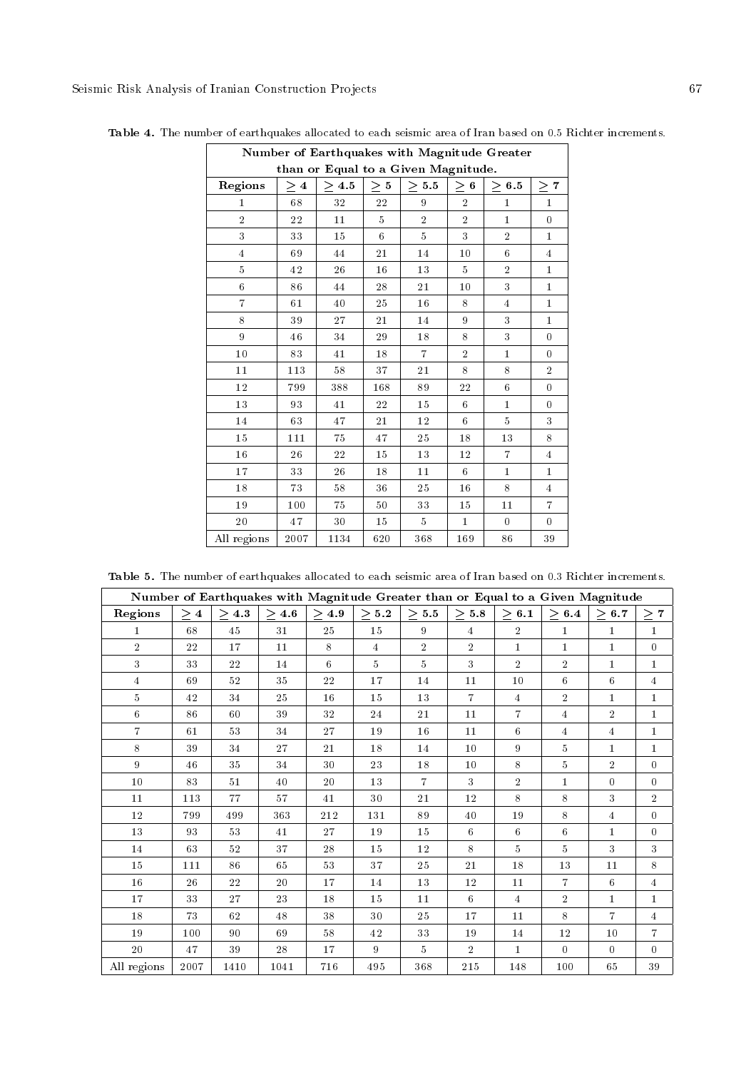**Table 4.** The number of earthquakes allocated to each seismic area of Iran based on 0.5 Richter increments.

| Number of Earthquakes with Magnitude Greater than or Equal to a Given Magnitude. | | | | | | | |
|---|---|---|---|---|---|---|---|
| **Regions** | **$\geq 4$** | **$\geq 4.5$** | **$\geq 5$** | **$\geq 5.5$** | **$\geq 6$** | **$\geq 6.5$** | **$\geq 7$** |
| 1 | 68 | 32 | 22 | 9 | 2 | 1 | 1 |
| 2 | 22 | 11 | 5 | 2 | 2 | 1 | 0 |
| 3 | 33 | 15 | 6 | 5 | 3 | 2 | 1 |
| 4 | 69 | 44 | 21 | 14 | 10 | 6 | 4 |
| 5 | 42 | 26 | 16 | 13 | 5 | 2 | 1 |
| 6 | 86 | 44 | 28 | 21 | 10 | 3 | 1 |
| 7 | 61 | 40 | 25 | 16 | 8 | 4 | 1 |
| 8 | 39 | 27 | 21 | 14 | 9 | 3 | 1 |
| 9 | 46 | 34 | 29 | 18 | 8 | 3 | 0 |
| 10 | 83 | 41 | 18 | 7 | 2 | 1 | 0 |
| 11 | 113 | 58 | 37 | 21 | 8 | 8 | 2 |
| 12 | 799 | 388 | 168 | 89 | 22 | 6 | 0 |
| 13 | 93 | 41 | 22 | 15 | 6 | 1 | 0 |
| 14 | 63 | 47 | 21 | 12 | 6 | 5 | 3 |
| 15 | 111 | 75 | 47 | 25 | 18 | 13 | 8 |
| 16 | 26 | 22 | 15 | 13 | 12 | 7 | 4 |
| 17 | 33 | 26 | 18 | 11 | 6 | 1 | 1 |
| 18 | 73 | 58 | 36 | 25 | 16 | 8 | 4 |
| 19 | 100 | 75 | 50 | 33 | 15 | 11 | 7 |
| 20 | 47 | 30 | 15 | 5 | 1 | 0 | 0 |
| All regions | 2007 | 1134 | 620 | 368 | 169 | 86 | 39 |

**Table 5.** The number of earthquakes allocated to each seismic area of Iran based on 0.3 Richter increments.

| Number of Earthquakes with Magnitude Greater than or Equal to a Given Magnitude | | | | | | | | | | | |
|---|---|---|---|---|---|---|---|---|---|---|---|
| **Regions** | **$\geq 4$** | **$\geq 4.3$** | **$\geq 4.6$** | **$\geq 4.9$** | **$\geq 5.2$** | **$\geq 5.5$** | **$\geq 5.8$** | **$\geq 6.1$** | **$\geq 6.4$** | **$\geq 6.7$** | **$\geq 7$** |
| 1 | 68 | 45 | 31 | 25 | 15 | 9 | 4 | 2 | 1 | 1 | 1 |
| 2 | 22 | 17 | 11 | 8 | 4 | 2 | 2 | 1 | 1 | 1 | 0 |
| 3 | 33 | 22 | 14 | 6 | 5 | 5 | 3 | 2 | 2 | 1 | 1 |
| 4 | 69 | 52 | 35 | 22 | 17 | 14 | 11 | 10 | 6 | 6 | 4 |
| 5 | 42 | 34 | 25 | 16 | 15 | 13 | 7 | 4 | 2 | 1 | 1 |
| 6 | 86 | 60 | 39 | 32 | 24 | 21 | 11 | 7 | 4 | 2 | 1 |
| 7 | 61 | 53 | 34 | 27 | 19 | 16 | 11 | 6 | 4 | 4 | 1 |
| 8 | 39 | 34 | 27 | 21 | 18 | 14 | 10 | 9 | 5 | 1 | 1 |
| 9 | 46 | 35 | 34 | 30 | 23 | 18 | 10 | 8 | 5 | 2 | 0 |
| 10 | 83 | 51 | 40 | 20 | 13 | 7 | 3 | 2 | 1 | 0 | 0 |
| 11 | 113 | 77 | 57 | 41 | 30 | 21 | 12 | 8 | 8 | 3 | 2 |
| 12 | 799 | 499 | 363 | 212 | 131 | 89 | 40 | 19 | 8 | 4 | 0 |
| 13 | 93 | 53 | 41 | 27 | 19 | 15 | 6 | 6 | 6 | 1 | 0 |
| 14 | 63 | 52 | 37 | 28 | 15 | 12 | 8 | 5 | 5 | 3 | 3 |
| 15 | 111 | 86 | 65 | 53 | 37 | 25 | 21 | 18 | 13 | 11 | 8 |
| 16 | 26 | 22 | 20 | 17 | 14 | 13 | 12 | 11 | 7 | 6 | 4 |
| 17 | 33 | 27 | 23 | 18 | 15 | 11 | 6 | 4 | 2 | 1 | 1 |
| 18 | 73 | 62 | 48 | 38 | 30 | 25 | 17 | 11 | 8 | 7 | 4 |
| 19 | 100 | 90 | 69 | 58 | 42 | 33 | 19 | 14 | 12 | 10 | 7 |
| 20 | 47 | 39 | 28 | 17 | 9 | 5 | 2 | 1 | 0 | 0 | 0 |
| All regions | 2007 | 1410 | 1041 | 716 | 495 | 368 | 215 | 148 | 100 | 65 | 39 |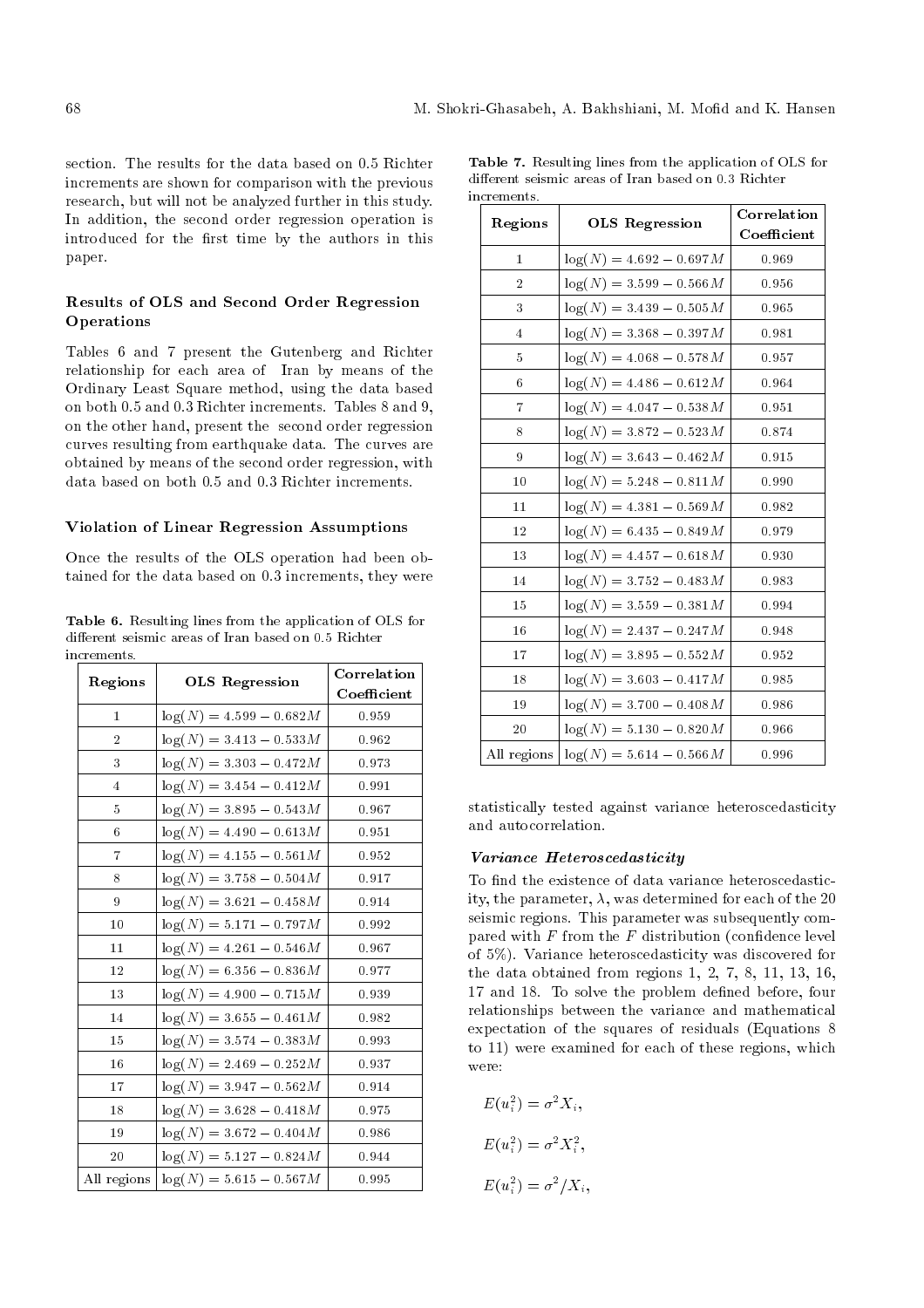section. The results for the data based on 0.5 Richter increments are shown for comparison with the previous research, but will not be analyzed further in this study. In addition, the second order regression operation is introduced for the first time by the authors in this paper.

### Results of OLS and Second Order Regression Operations

Tables 6 and 7 present the Gutenberg and Richter relationship for each area of Iran by means of the Ordinary Least Square method, using the data based on both 0.5 and 0.3 Richter increments. Tables 8 and 9, on the other hand, present the second order regression curves resulting from earthquake data. The curves are obtained by means of the second order regression, with data based on both 0.5 and 0.3 Richter increments.

### Violation of Linear Regression Assumptions

Once the results of the OLS operation had been obtained for the data based on 0.3 increments, they were statistically tested against variance heteroscedasticity and autocorrelation.

**Table 6.** Resulting lines from the application of OLS for different seismic areas of Iran based on 0.5 Richter increments.

| Regions | OLS Regression | Correlation Coefficient |
|---|---|---|
| 1 | $\log(N) = 4.599 - 0.682M$ | 0.959 |
| 2 | $\log(N) = 3.413 - 0.533M$ | 0.962 |
| 3 | $\log(N) = 3.303 - 0.472M$ | 0.973 |
| 4 | $\log(N) = 3.454 - 0.412M$ | 0.991 |
| 5 | $\log(N) = 3.895 - 0.543M$ | 0.967 |
| 6 | $\log(N) = 4.490 - 0.613M$ | 0.951 |
| 7 | $\log(N) = 4.155 - 0.561M$ | 0.952 |
| 8 | $\log(N) = 3.758 - 0.504M$ | 0.917 |
| 9 | $\log(N) = 3.621 - 0.458M$ | 0.914 |
| 10 | $\log(N) = 5.171 - 0.797M$ | 0.992 |
| 11 | $\log(N) = 4.261 - 0.546M$ | 0.967 |
| 12 | $\log(N) = 6.356 - 0.836M$ | 0.977 |
| 13 | $\log(N) = 4.900 - 0.715M$ | 0.939 |
| 14 | $\log(N) = 3.655 - 0.461M$ | 0.982 |
| 15 | $\log(N) = 3.574 - 0.383M$ | 0.993 |
| 16 | $\log(N) = 2.469 - 0.252M$ | 0.937 |
| 17 | $\log(N) = 3.947 - 0.562M$ | 0.914 |
| 18 | $\log(N) = 3.628 - 0.418M$ | 0.975 |
| 19 | $\log(N) = 3.672 - 0.404M$ | 0.986 |
| 20 | $\log(N) = 5.127 - 0.824M$ | 0.944 |
| All regions | $\log(N) = 5.615 - 0.567M$ | 0.995 |

**Table 7.** Resulting lines from the application of OLS for different seismic areas of Iran based on 0.3 Richter increments.

| Regions | OLS Regression | Correlation Coefficient |
|---|---|---|
| 1 | $\log(N) = 4.692 - 0.697M$ | 0.969 |
| 2 | $\log(N) = 3.599 - 0.566M$ | 0.956 |
| 3 | $\log(N) = 3.439 - 0.505M$ | 0.965 |
| 4 | $\log(N) = 3.368 - 0.397M$ | 0.981 |
| 5 | $\log(N) = 4.068 - 0.578M$ | 0.957 |
| 6 | $\log(N) = 4.486 - 0.612M$ | 0.964 |
| 7 | $\log(N) = 4.047 - 0.538M$ | 0.951 |
| 8 | $\log(N) = 3.872 - 0.523M$ | 0.874 |
| 9 | $\log(N) = 3.643 - 0.462M$ | 0.915 |
| 10 | $\log(N) = 5.248 - 0.811M$ | 0.990 |
| 11 | $\log(N) = 4.381 - 0.569M$ | 0.982 |
| 12 | $\log(N) = 6.435 - 0.849M$ | 0.979 |
| 13 | $\log(N) = 4.457 - 0.618M$ | 0.930 |
| 14 | $\log(N) = 3.752 - 0.483M$ | 0.983 |
| 15 | $\log(N) = 3.559 - 0.381M$ | 0.994 |
| 16 | $\log(N) = 2.437 - 0.247M$ | 0.948 |
| 17 | $\log(N) = 3.895 - 0.552M$ | 0.952 |
| 18 | $\log(N) = 3.603 - 0.417M$ | 0.985 |
| 19 | $\log(N) = 3.700 - 0.408M$ | 0.986 |
| 20 | $\log(N) = 5.130 - 0.820M$ | 0.966 |
| All regions | $\log(N) = 5.614 - 0.566M$ | 0.996 |

#### *Variance Heteroscedasticity*

To find the existence of data variance heteroscedasticity, the parameter, $\lambda$, was determined for each of the 20 seismic regions. This parameter was subsequently compared with $F$ from the $F$ distribution (confidence level of 5%). Variance heteroscedasticity was discovered for the data obtained from regions 1, 2, 7, 8, 11, 13, 16, 17 and 18. To solve the problem defined before, four relationships between the variance and mathematical expectation of the squares of residuals (Equations 8 to 11) were examined for each of these regions, which were:

$$E(u_i^2) = \sigma^2 X_i,$$

$$E(u_i^2) = \sigma^2 X_i^2,$$

$$E(u_i^2) = \sigma^2 / X_i,$$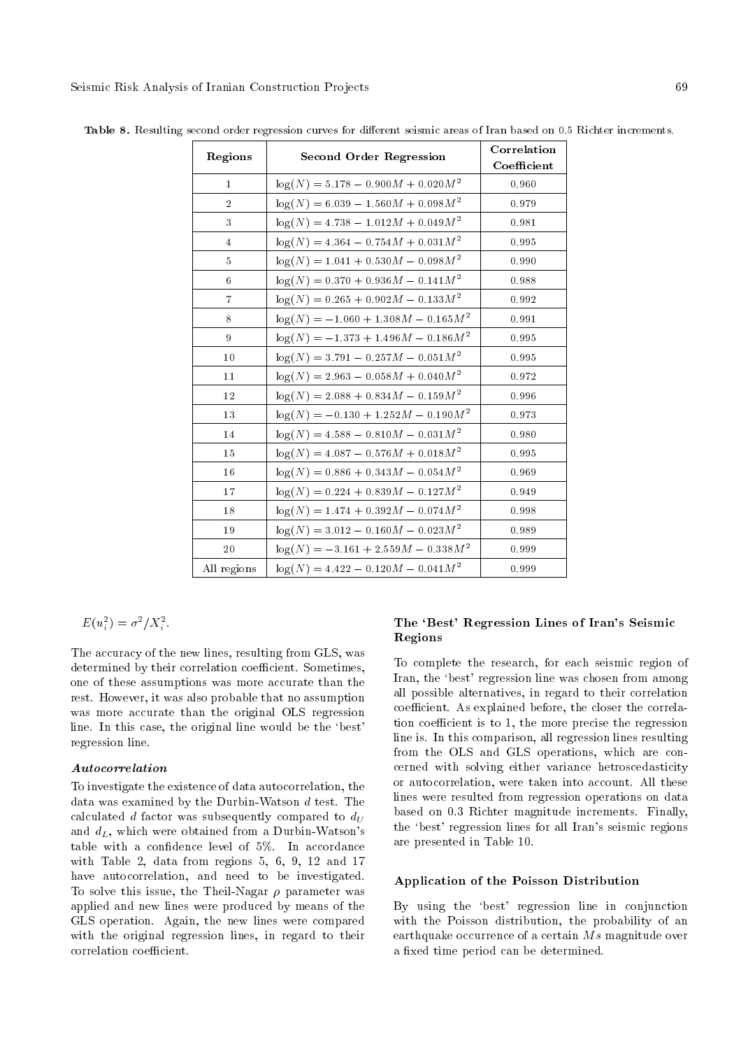Table 8. Resulting second order regression curves for different seismic areas of Iran based on 0.5 Richter increments.

| Regions | Second Order Regression | Correlation Coefficient |
|---|---|---|
| 1 | $\log(N) = 5.178 - 0.900M + 0.020M^2$ | 0.960 |
| 2 | $\log(N) = 6.039 - 1.560M + 0.098M^2$ | 0.979 |
| 3 | $\log(N) = 4.738 - 1.012M + 0.049M^2$ | 0.981 |
| 4 | $\log(N) = 4.364 - 0.754M + 0.031M^2$ | 0.995 |
| 5 | $\log(N) = 1.041 + 0.530M - 0.098M^2$ | 0.990 |
| 6 | $\log(N) = 0.370 + 0.936M - 0.141M^2$ | 0.988 |
| 7 | $\log(N) = 0.265 + 0.902M - 0.133M^2$ | 0.992 |
| 8 | $\log(N) = -1.060 + 1.308M - 0.165M^2$ | 0.991 |
| 9 | $\log(N) = -1.373 + 1.496M - 0.186M^2$ | 0.995 |
| 10 | $\log(N) = 3.791 - 0.257M - 0.051M^2$ | 0.995 |
| 11 | $\log(N) = 2.963 - 0.058M + 0.040M^2$ | 0.972 |
| 12 | $\log(N) = 2.088 + 0.834M - 0.159M^2$ | 0.996 |
| 13 | $\log(N) = -0.130 + 1.252M - 0.190M^2$ | 0.973 |
| 14 | $\log(N) = 4.588 - 0.810M - 0.031M^2$ | 0.980 |
| 15 | $\log(N) = 4.087 - 0.576M + 0.018M^2$ | 0.995 |
| 16 | $\log(N) = 0.886 + 0.343M - 0.054M^2$ | 0.969 |
| 17 | $\log(N) = 0.224 + 0.839M - 0.127M^2$ | 0.949 |
| 18 | $\log(N) = 1.474 + 0.392M - 0.074M^2$ | 0.998 |
| 19 | $\log(N) = 3.012 - 0.160M - 0.023M^2$ | 0.989 |
| 20 | $\log(N) = -3.161 + 2.559M - 0.338M^2$ | 0.999 |
| All regions | $\log(N) = 4.422 - 0.120M - 0.041M^2$ | 0.999 |

$$E(u_i^2) = \sigma^2/X_i^2.$$

The accuracy of the new lines, resulting from GLS, was determined by their correlation coefficient. Sometimes, one of these assumptions was more accurate than the rest. However, it was also probable that no assumption was more accurate than the original OLS regression line. In this case, the original line would be the 'best' regression line.

### *Autocorrelation*

To investigate the existence of data autocorrelation, the data was examined by the Durbin-Watson $d$ test. The calculated $d$ factor was subsequently compared to $d_U$ and $d_L$, which were obtained from a Durbin-Watson's table with a confidence level of 5%. In accordance with Table 2, data from regions 5, 6, 9, 12 and 17 have autocorrelation, and need to be investigated. To solve this issue, the Theil-Nagar $\rho$ parameter was applied and new lines were produced by means of the GLS operation. Again, the new lines were compared with the original regression lines, in regard to their correlation coefficient.

## The 'Best' Regression Lines of Iran's Seismic Regions

To complete the research, for each seismic region of Iran, the 'best' regression line was chosen from among all possible alternatives, in regard to their correlation coefficient. As explained before, the closer the correlation coefficient is to 1, the more precise the regression line is. In this comparison, all regression lines resulting from the OLS and GLS operations, which are concerned with solving either variance hetroscedasticity or autocorrelation, were taken into account. All these lines were resulted from regression operations on data based on 0.3 Richter magnitude increments. Finally, the 'best' regression lines for all Iran's seismic regions are presented in Table 10.

## Application of the Poisson Distribution

By using the 'best' regression line in conjunction with the Poisson distribution, the probability of an earthquake occurrence of a certain $Ms$ magnitude over a fixed time period can be determined.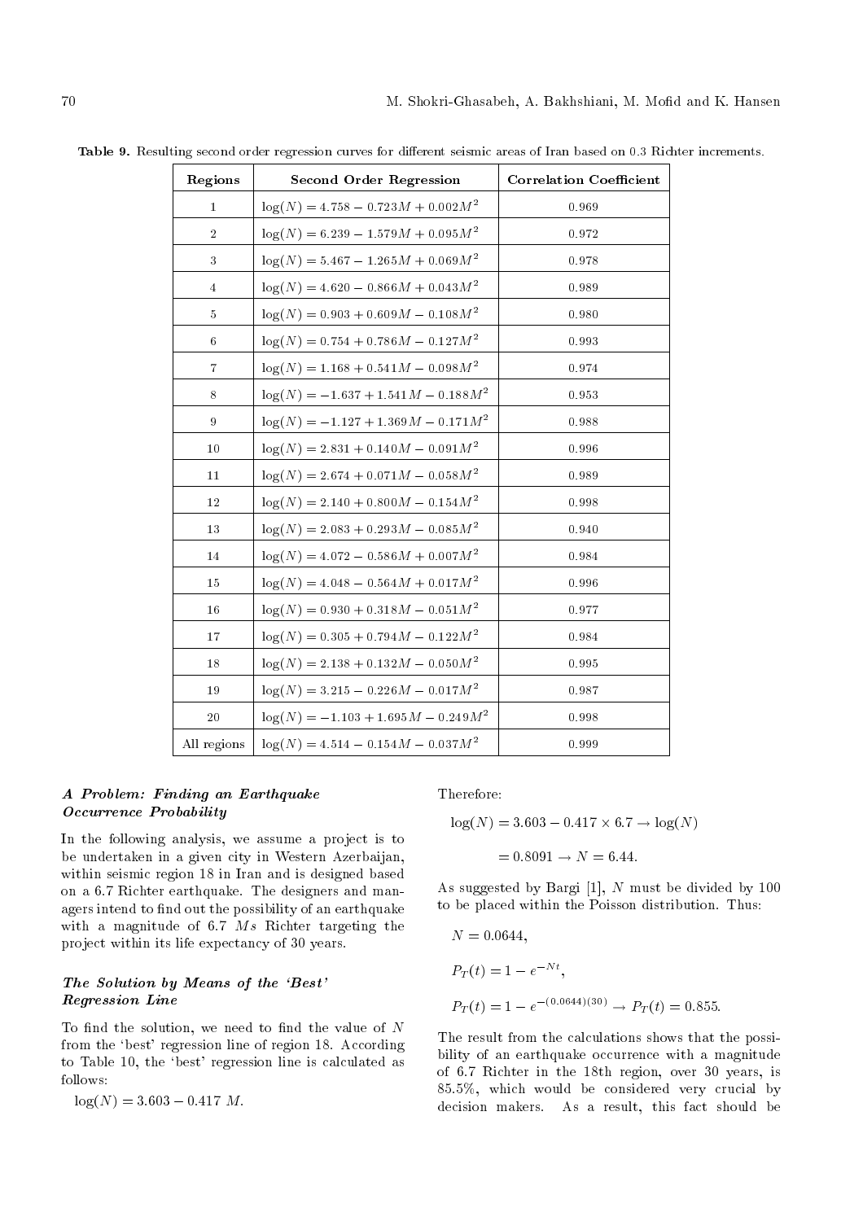**Table 9.** Resulting second order regression curves for different seismic areas of Iran based on 0.3 Richter increments.

| Regions | Second Order Regression | Correlation Coefficient |
|---|---|---|
| 1 | $\log(N) = 4.758 - 0.723M + 0.002M^2$ | 0.969 |
| 2 | $\log(N) = 6.239 - 1.579M + 0.095M^2$ | 0.972 |
| 3 | $\log(N) = 5.467 - 1.265M + 0.069M^2$ | 0.978 |
| 4 | $\log(N) = 4.620 - 0.866M + 0.043M^2$ | 0.989 |
| 5 | $\log(N) = 0.903 + 0.609M - 0.108M^2$ | 0.980 |
| 6 | $\log(N) = 0.754 + 0.786M - 0.127M^2$ | 0.993 |
| 7 | $\log(N) = 1.168 + 0.541M - 0.098M^2$ | 0.974 |
| 8 | $\log(N) = -1.637 + 1.541M - 0.188M^2$ | 0.953 |
| 9 | $\log(N) = -1.127 + 1.369M - 0.171M^2$ | 0.988 |
| 10 | $\log(N) = 2.831 + 0.140M - 0.091M^2$ | 0.996 |
| 11 | $\log(N) = 2.674 + 0.071M - 0.058M^2$ | 0.989 |
| 12 | $\log(N) = 2.140 + 0.800M - 0.154M^2$ | 0.998 |
| 13 | $\log(N) = 2.083 + 0.293M - 0.085M^2$ | 0.940 |
| 14 | $\log(N) = 4.072 - 0.586M + 0.007M^2$ | 0.984 |
| 15 | $\log(N) = 4.048 - 0.564M + 0.017M^2$ | 0.996 |
| 16 | $\log(N) = 0.930 + 0.318M - 0.051M^2$ | 0.977 |
| 17 | $\log(N) = 0.305 + 0.794M - 0.122M^2$ | 0.984 |
| 18 | $\log(N) = 2.138 + 0.132M - 0.050M^2$ | 0.995 |
| 19 | $\log(N) = 3.215 - 0.226M - 0.017M^2$ | 0.987 |
| 20 | $\log(N) = -1.103 + 1.695M - 0.249M^2$ | 0.998 |
| All regions | $\log(N) = 4.514 - 0.154M - 0.037M^2$ | 0.999 |

### *A Problem: Finding an Earthquake Occurrence Probability*

In the following analysis, we assume a project is to be undertaken in a given city in Western Azerbaijan, within seismic region 18 in Iran and is designed based on a 6.7 Richter earthquake. The designers and managers intend to find out the possibility of an earthquake with a magnitude of 6.7 *Ms* Richter targeting the project within its life expectancy of 30 years.

### *The Solution by Means of the 'Best' Regression Line*

To find the solution, we need to find the value of $N$ from the 'best' regression line of region 18. According to Table 10, the 'best' regression line is calculated as follows:

$$\log(N) = 3.603 - 0.417\ M.$$

Therefore:

$$\log(N) = 3.603 - 0.417 \times 6.7 \rightarrow \log(N)$$

$$= 0.8091 \rightarrow N = 6.44.$$

As suggested by Bargi [1], $N$ must be divided by 100 to be placed within the Poisson distribution. Thus:

$$N = 0.0644,$$

$$P_T(t) = 1 - e^{-Nt},$$

$$P_T(t) = 1 - e^{-(0.0644)(30)} \rightarrow P_T(t) = 0.855.$$

The result from the calculations shows that the possibility of an earthquake occurrence with a magnitude of 6.7 Richter in the 18th region, over 30 years, is 85.5%, which would be considered very crucial by decision makers. As a result, this fact should be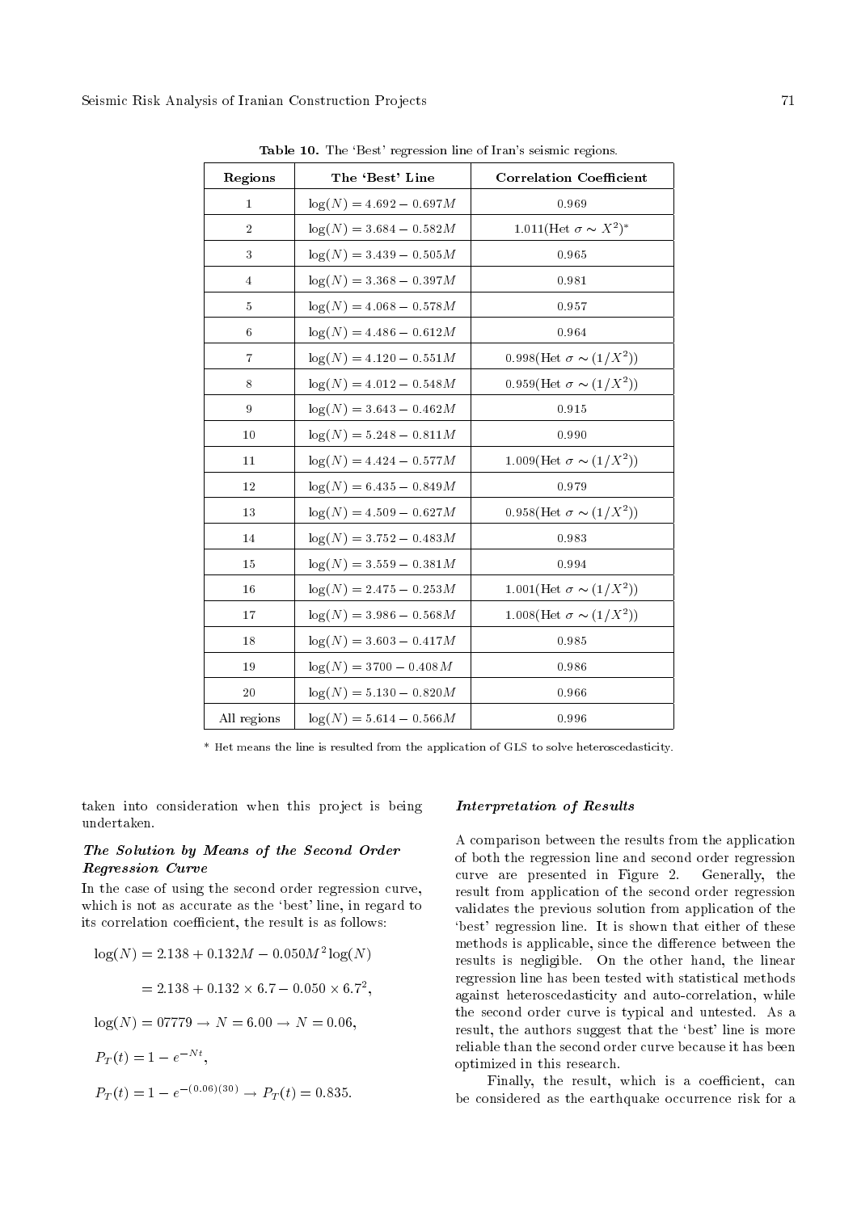**Table 10.** The 'Best' regression line of Iran's seismic regions.

| Regions | The 'Best' Line | Correlation Coefficient |
|---|---|---|
| 1 | $\log(N) = 4.692 - 0.697M$ | 0.969 |
| 2 | $\log(N) = 3.684 - 0.582M$ | 1.011(Het $\sigma \sim X^2$)* |
| 3 | $\log(N) = 3.439 - 0.505M$ | 0.965 |
| 4 | $\log(N) = 3.368 - 0.397M$ | 0.981 |
| 5 | $\log(N) = 4.068 - 0.578M$ | 0.957 |
| 6 | $\log(N) = 4.486 - 0.612M$ | 0.964 |
| 7 | $\log(N) = 4.120 - 0.551M$ | 0.998(Het $\sigma \sim (1/X^2)$) |
| 8 | $\log(N) = 4.012 - 0.548M$ | 0.959(Het $\sigma \sim (1/X^2)$) |
| 9 | $\log(N) = 3.643 - 0.462M$ | 0.915 |
| 10 | $\log(N) = 5.248 - 0.811M$ | 0.990 |
| 11 | $\log(N) = 4.424 - 0.577M$ | 1.009(Het $\sigma \sim (1/X^2)$) |
| 12 | $\log(N) = 6.435 - 0.849M$ | 0.979 |
| 13 | $\log(N) = 4.509 - 0.627M$ | 0.958(Het $\sigma \sim (1/X^2)$) |
| 14 | $\log(N) = 3.752 - 0.483M$ | 0.983 |
| 15 | $\log(N) = 3.559 - 0.381M$ | 0.994 |
| 16 | $\log(N) = 2.475 - 0.253M$ | 1.001(Het $\sigma \sim (1/X^2)$) |
| 17 | $\log(N) = 3.986 - 0.568M$ | 1.008(Het $\sigma \sim (1/X^2)$) |
| 18 | $\log(N) = 3.603 - 0.417M$ | 0.985 |
| 19 | $\log(N) = 3700 - 0.408M$ | 0.986 |
| 20 | $\log(N) = 5.130 - 0.820M$ | 0.966 |
| All regions | $\log(N) = 5.614 - 0.566M$ | 0.996 |

\* Het means the line is resulted from the application of GLS to solve heteroscedasticity.

taken into consideration when this project is being undertaken.

### *The Solution by Means of the Second Order Regression Curve*

In the case of using the second order regression curve, which is not as accurate as the 'best' line, in regard to its correlation coefficient, the result is as follows:

$$\log(N) = 2.138 + 0.132M - 0.050M^2 \log(N)$$

$$= 2.138 + 0.132 \times 6.7 - 0.050 \times 6.7^2,$$

$$\log(N) = 07779 \rightarrow N = 6.00 \rightarrow N = 0.06,$$

$$P_T(t) = 1 - e^{-Nt},$$

$$P_T(t) = 1 - e^{-(0.06)(30)} \rightarrow P_T(t) = 0.835.$$

### *Interpretation of Results*

A comparison between the results from the application of both the regression line and second order regression curve are presented in Figure 2. Generally, the result from application of the second order regression validates the previous solution from application of the 'best' regression line. It is shown that either of these methods is applicable, since the difference between the results is negligible. On the other hand, the linear regression line has been tested with statistical methods against heteroscedasticity and auto-correlation, while the second order curve is typical and untested. As a result, the authors suggest that the 'best' line is more reliable than the second order curve because it has been optimized in this research.

Finally, the result, which is a coefficient, can be considered as the earthquake occurrence risk for a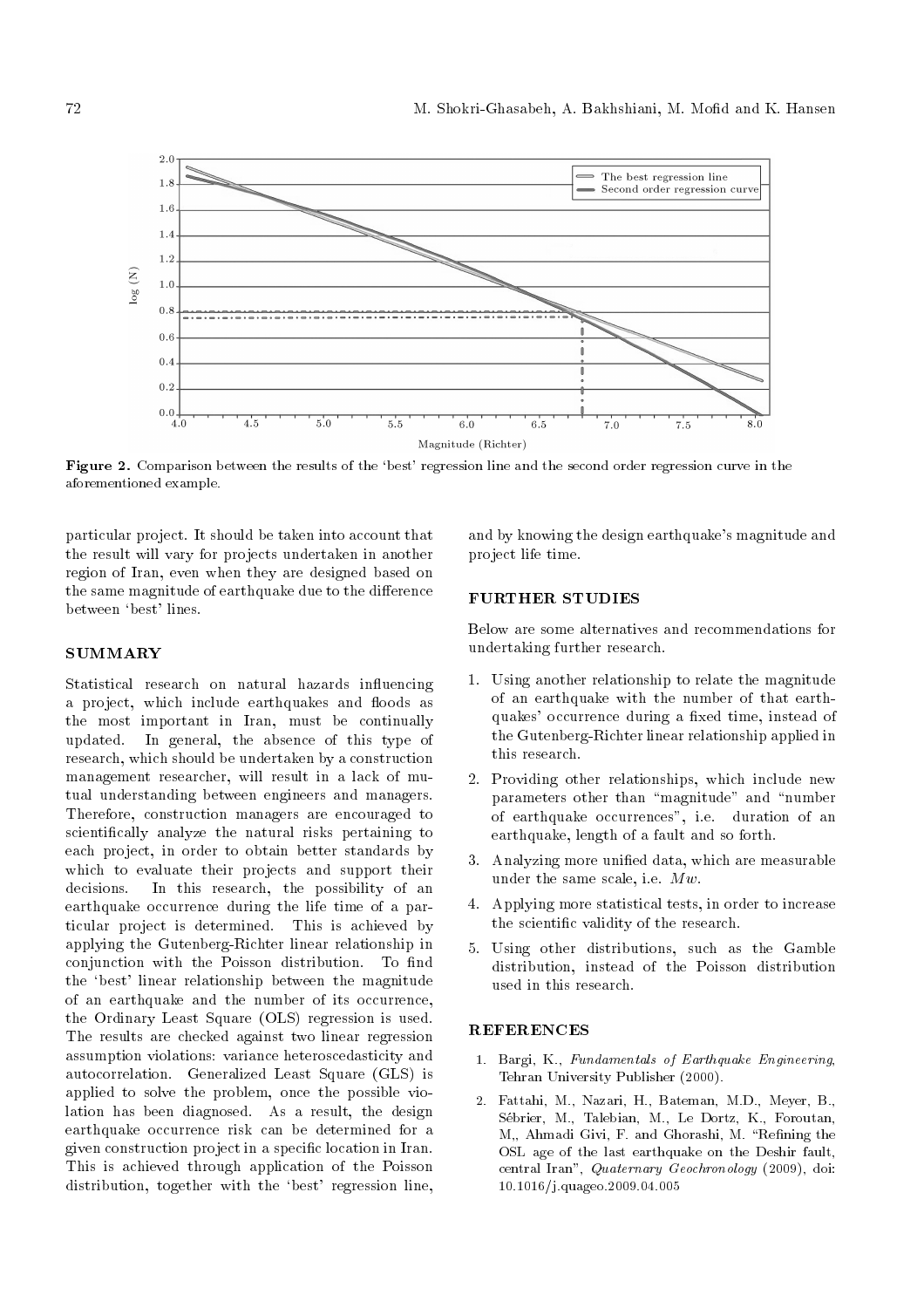Figure 2. Comparison between the results of the 'best' regression line and the second order regression curve in the aforementioned example.

particular project. It should be taken into account that the result will vary for projects undertaken in another region of Iran, even when they are designed based on the same magnitude of earthquake due to the difference between 'best' lines.

## SUMMARY

Statistical research on natural hazards influencing a project, which include earthquakes and floods as the most important in Iran, must be continually updated. In general, the absence of this type of research, which should be undertaken by a construction management researcher, will result in a lack of mutual understanding between engineers and managers. Therefore, construction managers are encouraged to scientifically analyze the natural risks pertaining to each project, in order to obtain better standards by which to evaluate their projects and support their decisions. In this research, the possibility of an earthquake occurrence during the life time of a particular project is determined. This is achieved by applying the Gutenberg-Richter linear relationship in conjunction with the Poisson distribution. To find the 'best' linear relationship between the magnitude of an earthquake and the number of its occurrence, the Ordinary Least Square (OLS) regression is used. The results are checked against two linear regression assumption violations: variance heteroscedasticity and autocorrelation. Generalized Least Square (GLS) is applied to solve the problem, once the possible violation has been diagnosed. As a result, the design earthquake occurrence risk can be determined for a given construction project in a specific location in Iran. This is achieved through application of the Poisson distribution, together with the 'best' regression line, and by knowing the design earthquake's magnitude and project life time.

## FURTHER STUDIES

Below are some alternatives and recommendations for undertaking further research.

1. Using another relationship to relate the magnitude of an earthquake with the number of that earthquakes' occurrence during a fixed time, instead of the Gutenberg-Richter linear relationship applied in this research.
2. Providing other relationships, which include new parameters other than "magnitude" and "number of earthquake occurrences", i.e. duration of an earthquake, length of a fault and so forth.
3. Analyzing more unified data, which are measurable under the same scale, i.e. *Mw*.
4. Applying more statistical tests, in order to increase the scientific validity of the research.
5. Using other distributions, such as the Gamble distribution, instead of the Poisson distribution used in this research.

## REFERENCES

1. Bargi, K., *Fundamentals of Earthquake Engineering*, Tehran University Publisher (2000).
2. Fattahi, M., Nazari, H., Bateman, M.D., Meyer, B., Sébrier, M., Talebian, M., Le Dortz, K., Foroutan, M,, Ahmadi Givi, F. and Ghorashi, M. "Refining the OSL age of the last earthquake on the Deshir fault, central Iran", *Quaternary Geochronology* (2009), doi: 10.1016/j.quageo.2009.04.005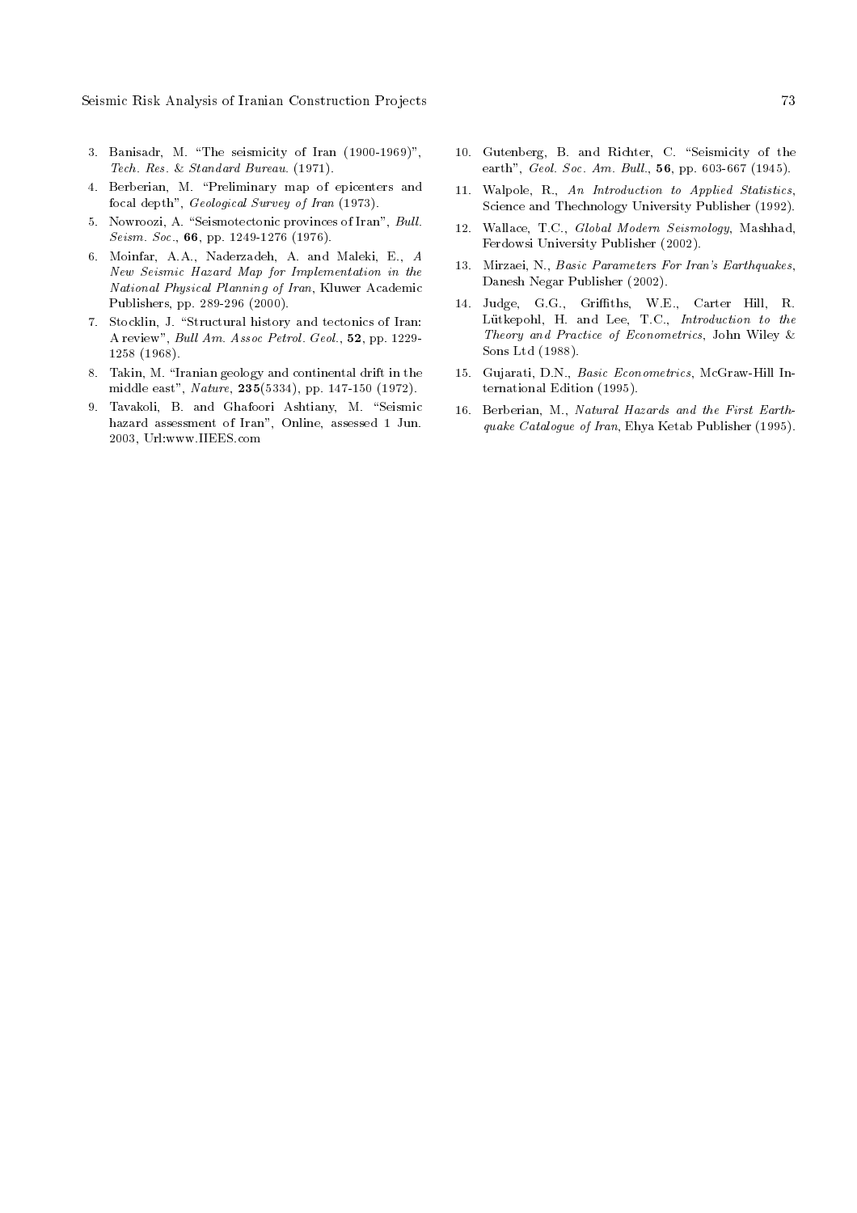3. Banisadr, M. "The seismicity of Iran (1900-1969)", *Tech. Res. & Standard Bureau.* (1971).
4. Berberian, M. "Preliminary map of epicenters and focal depth", *Geological Survey of Iran* (1973).
5. Nowroozi, A. "Seismotectonic provinces of Iran", *Bull. Seism. Soc.*, **66**, pp. 1249-1276 (1976).
6. Moinfar, A.A., Naderzadeh, A. and Maleki, E., *A New Seismic Hazard Map for Implementation in the National Physical Planning of Iran*, Kluwer Academic Publishers, pp. 289-296 (2000).
7. Stocklin, J. "Structural history and tectonics of Iran: A review", *Bull Am. Assoc Petrol. Geol.*, **52**, pp. 1229-1258 (1968).
8. Takin, M. "Iranian geology and continental drift in the middle east", *Nature*, **235**(5334), pp. 147-150 (1972).
9. Tavakoli, B. and Ghafoori Ashtiany, M. "Seismic hazard assessment of Iran", Online, assessed 1 Jun. 2003, Url:www.IIEES.com
10. Gutenberg, B. and Richter, C. "Seismicity of the earth", *Geol. Soc. Am. Bull.*, **56**, pp. 603-667 (1945).
11. Walpole, R., *An Introduction to Applied Statistics*, Science and Thechnology University Publisher (1992).
12. Wallace, T.C., *Global Modern Seismology*, Mashhad, Ferdowsi University Publisher (2002).
13. Mirzaei, N., *Basic Parameters For Iran's Earthquakes*, Danesh Negar Publisher (2002).
14. Judge, G.G., Griffiths, W.E., Carter Hill, R. Lütkepohl, H. and Lee, T.C., *Introduction to the Theory and Practice of Econometrics*, John Wiley & Sons Ltd (1988).
15. Gujarati, D.N., *Basic Econometrics*, McGraw-Hill International Edition (1995).
16. Berberian, M., *Natural Hazards and the First Earthquake Catalogue of Iran*, Ehya Ketab Publisher (1995).